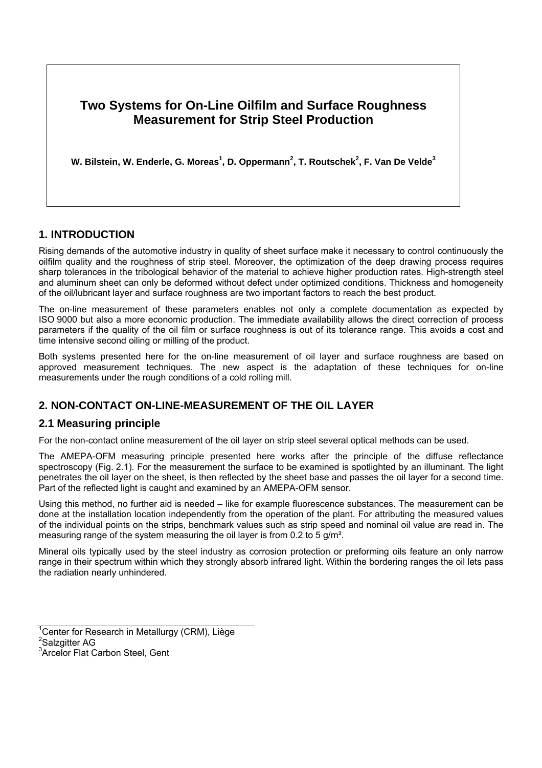# Two Systems for On-Line Oilfilm and Surface Roughness Measurement for Strip Steel Production

**W. Bilstein, W. Enderle, G. Moreas[1], D. Oppermann[2], T. Routschek[2], F. Van De Velde[3]**

## 1. INTRODUCTION

Rising demands of the automotive industry in quality of sheet surface make it necessary to control continuously the oilfilm quality and the roughness of strip steel. Moreover, the optimization of the deep drawing process requires sharp tolerances in the tribological behavior of the material to achieve higher production rates. High-strength steel and aluminum sheet can only be deformed without defect under optimized conditions. Thickness and homogeneity of the oil/lubricant layer and surface roughness are two important factors to reach the best product.

The on-line measurement of these parameters enables not only a complete documentation as expected by ISO 9000 but also a more economic production. The immediate availability allows the direct correction of process parameters if the quality of the oil film or surface roughness is out of its tolerance range. This avoids a cost and time intensive second oiling or milling of the product.

Both systems presented here for the on-line measurement of oil layer and surface roughness are based on approved measurement techniques. The new aspect is the adaptation of these techniques for on-line measurements under the rough conditions of a cold rolling mill.

## 2. NON-CONTACT ON-LINE-MEASUREMENT OF THE OIL LAYER

### 2.1 Measuring principle

For the non-contact online measurement of the oil layer on strip steel several optical methods can be used.

The AMEPA-OFM measuring principle presented here works after the principle of the diffuse reflectance spectroscopy (Fig. 2.1). For the measurement the surface to be examined is spotlighted by an illuminant. The light penetrates the oil layer on the sheet, is then reflected by the sheet base and passes the oil layer for a second time. Part of the reflected light is caught and examined by an AMEPA-OFM sensor.

Using this method, no further aid is needed – like for example fluorescence substances. The measurement can be done at the installation location independently from the operation of the plant. For attributing the measured values of the individual points on the strips, benchmark values such as strip speed and nominal oil value are read in. The measuring range of the system measuring the oil layer is from 0.2 to 5 g/m².

Mineral oils typically used by the steel industry as corrosion protection or preforming oils feature an only narrow range in their spectrum within which they strongly absorb infrared light. Within the bordering ranges the oil lets pass the radiation nearly unhindered.

---

[1] Center for Research in Metallurgy (CRM), Liège
[2] Salzgitter AG
[3] Arcelor Flat Carbon Steel, Gent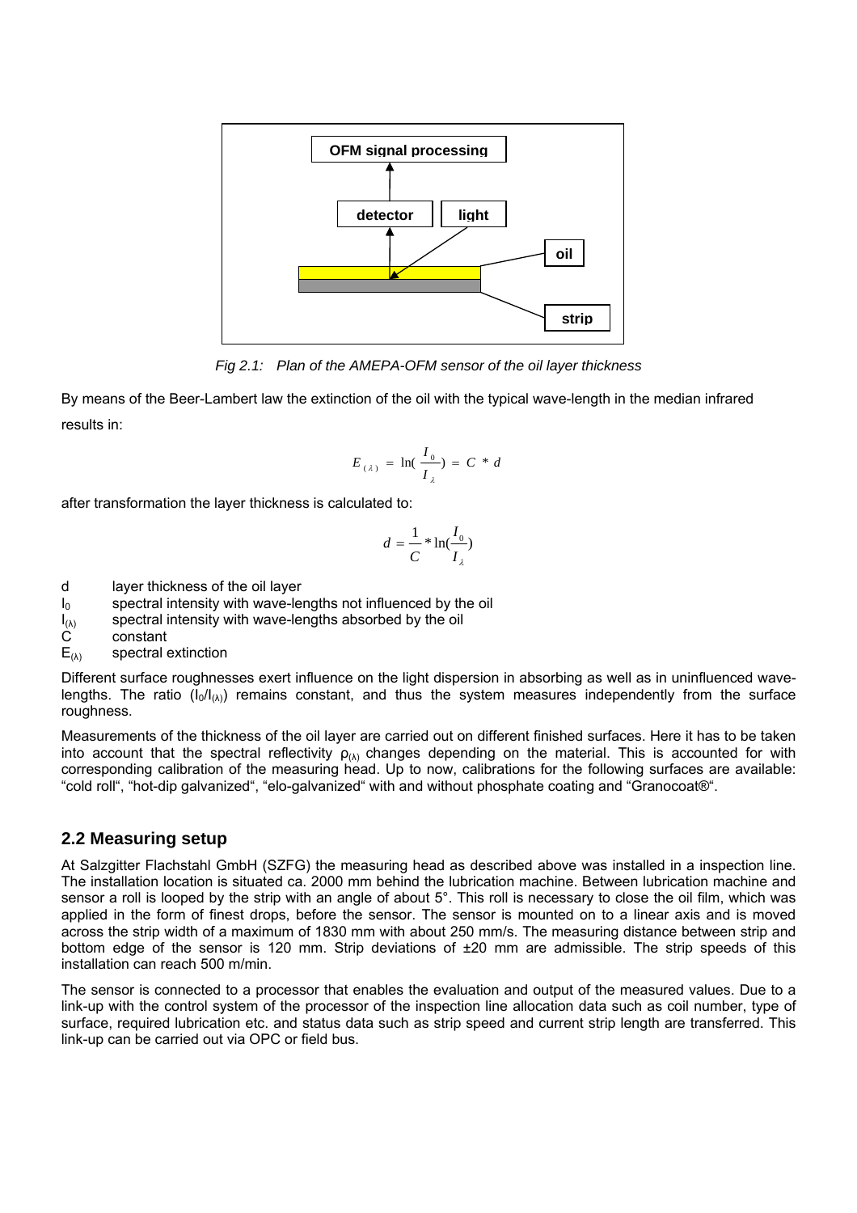*Fig 2.1: Plan of the AMEPA-OFM sensor of the oil layer thickness*

By means of the Beer-Lambert law the extinction of the oil with the typical wave-length in the median infrared results in:

$$E_{(\lambda)} = \ln(\frac{I_0}{I_\lambda}) = C * d$$

after transformation the layer thickness is calculated to:

$$d = \frac{1}{C} * \ln(\frac{I_0}{I_\lambda})$$

- $d$ layer thickness of the oil layer
- $I_0$ spectral intensity with wave-lengths not influenced by the oil
- $I_{(\lambda)}$ spectral intensity with wave-lengths absorbed by the oil
- $C$ constant
- $E_{(\lambda)}$ spectral extinction

Different surface roughnesses exert influence on the light dispersion in absorbing as well as in uninfluenced wave-lengths. The ratio ($I_0/I_{(\lambda)}$) remains constant, and thus the system measures independently from the surface roughness.

Measurements of the thickness of the oil layer are carried out on different finished surfaces. Here it has to be taken into account that the spectral reflectivity $\rho_{(\lambda)}$ changes depending on the material. This is accounted for with corresponding calibration of the measuring head. Up to now, calibrations for the following surfaces are available: "cold roll", "hot-dip galvanized", "elo-galvanized" with and without phosphate coating and "Granocoat®".

## 2.2 Measuring setup

At Salzgitter Flachstahl GmbH (SZFG) the measuring head as described above was installed in a inspection line. The installation location is situated ca. 2000 mm behind the lubrication machine. Between lubrication machine and sensor a roll is looped by the strip with an angle of about 5°. This roll is necessary to close the oil film, which was applied in the form of finest drops, before the sensor. The sensor is mounted on to a linear axis and is moved across the strip width of a maximum of 1830 mm with about 250 mm/s. The measuring distance between strip and bottom edge of the sensor is 120 mm. Strip deviations of ±20 mm are admissible. The strip speeds of this installation can reach 500 m/min.

The sensor is connected to a processor that enables the evaluation and output of the measured values. Due to a link-up with the control system of the processor of the inspection line allocation data such as coil number, type of surface, required lubrication etc. and status data such as strip speed and current strip length are transferred. This link-up can be carried out via OPC or field bus.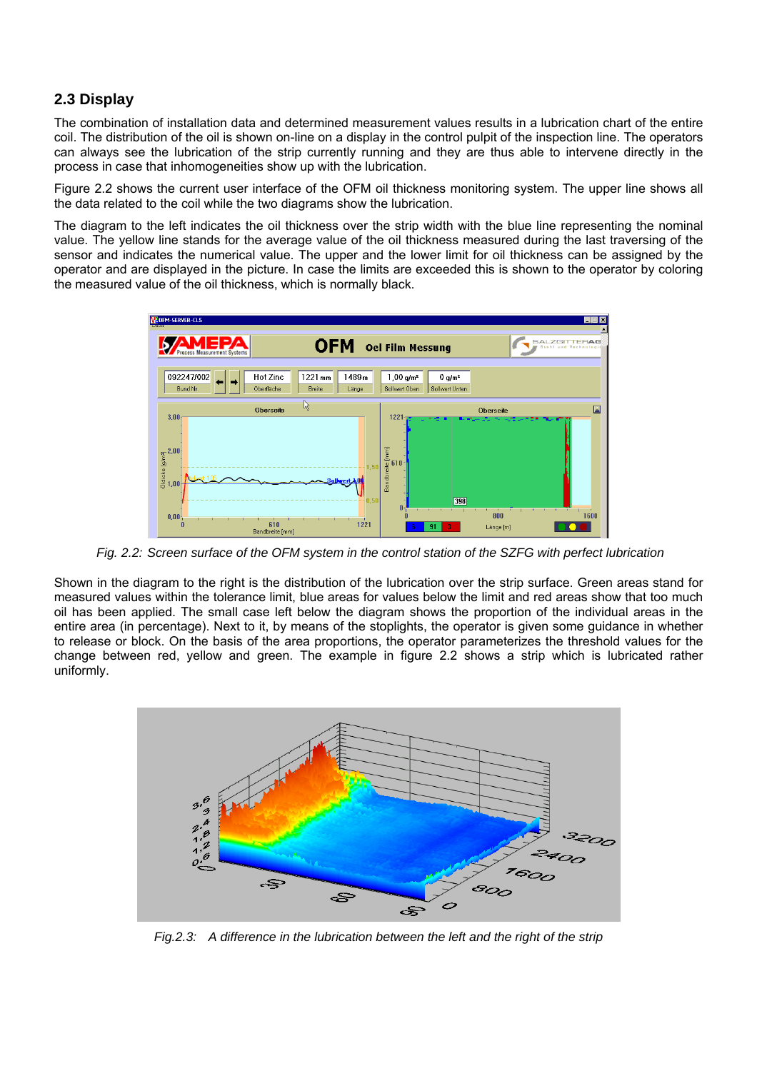## 2.3 Display

The combination of installation data and determined measurement values results in a lubrication chart of the entire coil. The distribution of the oil is shown on-line on a display in the control pulpit of the inspection line. The operators can always see the lubrication of the strip currently running and they are thus able to intervene directly in the process in case that inhomogeneities show up with the lubrication.

Figure 2.2 shows the current user interface of the OFM oil thickness monitoring system. The upper line shows all the data related to the coil while the two diagrams show the lubrication.

The diagram to the left indicates the oil thickness over the strip width with the blue line representing the nominal value. The yellow line stands for the average value of the oil thickness measured during the last traversing of the sensor and indicates the numerical value. The upper and the lower limit for oil thickness can be assigned by the operator and are displayed in the picture. In case the limits are exceeded this is shown to the operator by coloring the measured value of the oil thickness, which is normally black.

*Fig. 2.2: Screen surface of the OFM system in the control station of the SZFG with perfect lubrication*

Shown in the diagram to the right is the distribution of the lubrication over the strip surface. Green areas stand for measured values within the tolerance limit, blue areas for values below the limit and red areas show that too much oil has been applied. The small case left below the diagram shows the proportion of the individual areas in the entire area (in percentage). Next to it, by means of the stoplights, the operator is given some guidance in whether to release or block. On the basis of the area proportions, the operator parameterizes the threshold values for the change between red, yellow and green. The example in figure 2.2 shows a strip which is lubricated rather uniformly.

*Fig.2.3: A difference in the lubrication between the left and the right of the strip*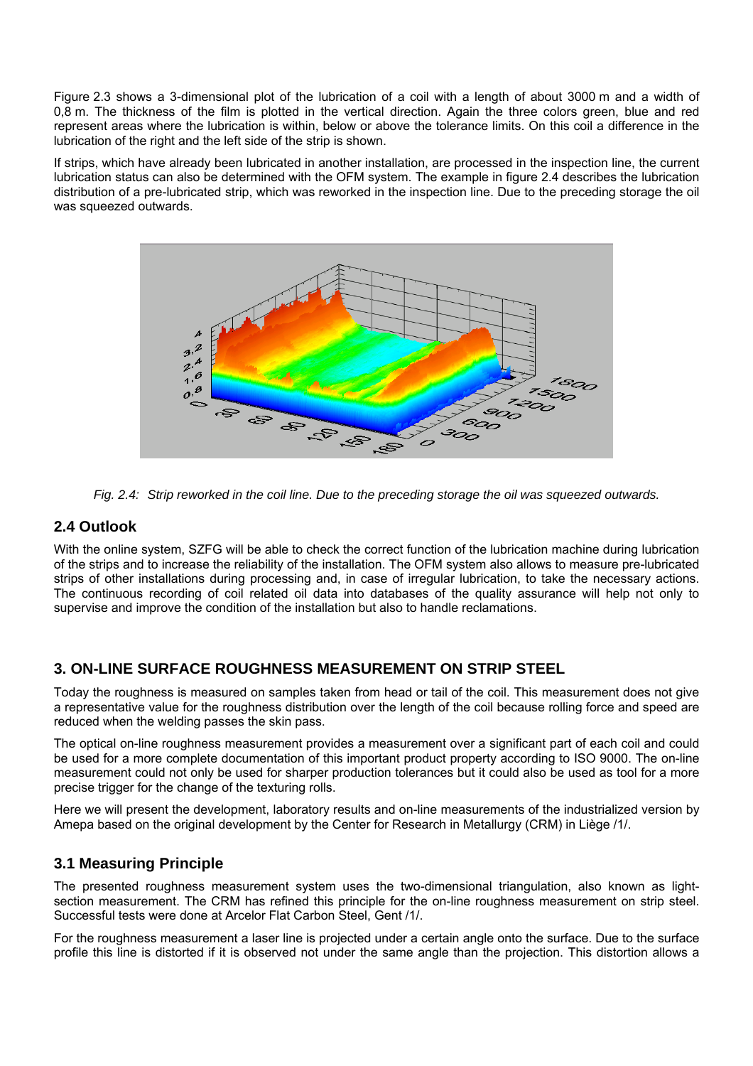Figure 2.3 shows a 3-dimensional plot of the lubrication of a coil with a length of about 3000 m and a width of 0,8 m. The thickness of the film is plotted in the vertical direction. Again the three colors green, blue and red represent areas where the lubrication is within, below or above the tolerance limits. On this coil a difference in the lubrication of the right and the left side of the strip is shown.

If strips, which have already been lubricated in another installation, are processed in the inspection line, the current lubrication status can also be determined with the OFM system. The example in figure 2.4 describes the lubrication distribution of a pre-lubricated strip, which was reworked in the inspection line. Due to the preceding storage the oil was squeezed outwards.

*Fig. 2.4: Strip reworked in the coil line. Due to the preceding storage the oil was squeezed outwards.*

## 2.4 Outlook

With the online system, SZFG will be able to check the correct function of the lubrication machine during lubrication of the strips and to increase the reliability of the installation. The OFM system also allows to measure pre-lubricated strips of other installations during processing and, in case of irregular lubrication, to take the necessary actions. The continuous recording of coil related oil data into databases of the quality assurance will help not only to supervise and improve the condition of the installation but also to handle reclamations.

## 3. ON-LINE SURFACE ROUGHNESS MEASUREMENT ON STRIP STEEL

Today the roughness is measured on samples taken from head or tail of the coil. This measurement does not give a representative value for the roughness distribution over the length of the coil because rolling force and speed are reduced when the welding passes the skin pass.

The optical on-line roughness measurement provides a measurement over a significant part of each coil and could be used for a more complete documentation of this important product property according to ISO 9000. The on-line measurement could not only be used for sharper production tolerances but it could also be used as tool for a more precise trigger for the change of the texturing rolls.

Here we will present the development, laboratory results and on-line measurements of the industrialized version by Amepa based on the original development by the Center for Research in Metallurgy (CRM) in Liège /1/.

## 3.1 Measuring Principle

The presented roughness measurement system uses the two-dimensional triangulation, also known as light-section measurement. The CRM has refined this principle for the on-line roughness measurement on strip steel. Successful tests were done at Arcelor Flat Carbon Steel, Gent /1/.

For the roughness measurement a laser line is projected under a certain angle onto the surface. Due to the surface profile this line is distorted if it is observed not under the same angle than the projection. This distortion allows a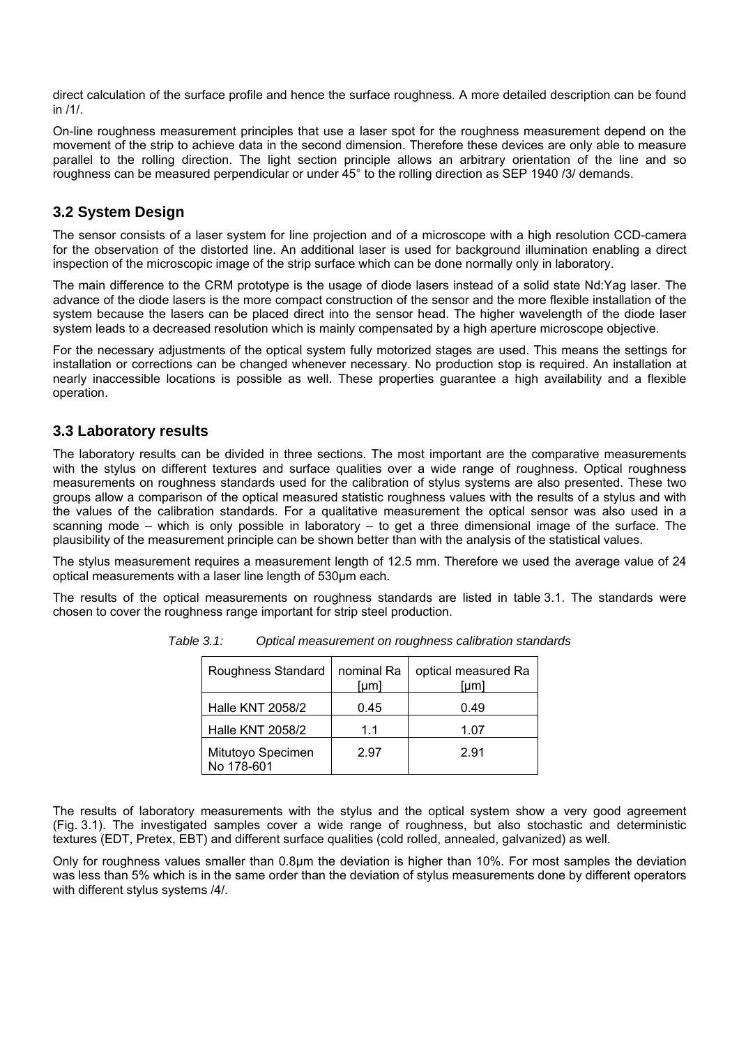direct calculation of the surface profile and hence the surface roughness. A more detailed description can be found in /1/.

On-line roughness measurement principles that use a laser spot for the roughness measurement depend on the movement of the strip to achieve data in the second dimension. Therefore these devices are only able to measure parallel to the rolling direction. The light section principle allows an arbitrary orientation of the line and so roughness can be measured perpendicular or under 45° to the rolling direction as SEP 1940 /3/ demands.

## 3.2 System Design

The sensor consists of a laser system for line projection and of a microscope with a high resolution CCD-camera for the observation of the distorted line. An additional laser is used for background illumination enabling a direct inspection of the microscopic image of the strip surface which can be done normally only in laboratory.

The main difference to the CRM prototype is the usage of diode lasers instead of a solid state Nd:Yag laser. The advance of the diode lasers is the more compact construction of the sensor and the more flexible installation of the system because the lasers can be placed direct into the sensor head. The higher wavelength of the diode laser system leads to a decreased resolution which is mainly compensated by a high aperture microscope objective.

For the necessary adjustments of the optical system fully motorized stages are used. This means the settings for installation or corrections can be changed whenever necessary. No production stop is required. An installation at nearly inaccessible locations is possible as well. These properties guarantee a high availability and a flexible operation.

## 3.3 Laboratory results

The laboratory results can be divided in three sections. The most important are the comparative measurements with the stylus on different textures and surface qualities over a wide range of roughness. Optical roughness measurements on roughness standards used for the calibration of stylus systems are also presented. These two groups allow a comparison of the optical measured statistic roughness values with the results of a stylus and with the values of the calibration standards. For a qualitative measurement the optical sensor was also used in a scanning mode – which is only possible in laboratory – to get a three dimensional image of the surface. The plausibility of the measurement principle can be shown better than with the analysis of the statistical values.

The stylus measurement requires a measurement length of 12.5 mm. Therefore we used the average value of 24 optical measurements with a laser line length of 530µm each.

The results of the optical measurements on roughness standards are listed in table 3.1. The standards were chosen to cover the roughness range important for strip steel production.

*Table 3.1: Optical measurement on roughness calibration standards*

| Roughness Standard | nominal Ra [µm] | optical measured Ra [µm] |
|---|---|---|
| Halle KNT 2058/2 | 0.45 | 0.49 |
| Halle KNT 2058/2 | 1.1 | 1.07 |
| Mitutoyo Specimen No 178-601 | 2.97 | 2.91 |

The results of laboratory measurements with the stylus and the optical system show a very good agreement (Fig. 3.1). The investigated samples cover a wide range of roughness, but also stochastic and deterministic textures (EDT, Pretex, EBT) and different surface qualities (cold rolled, annealed, galvanized) as well.

Only for roughness values smaller than 0.8µm the deviation is higher than 10%. For most samples the deviation was less than 5% which is in the same order than the deviation of stylus measurements done by different operators with different stylus systems /4/.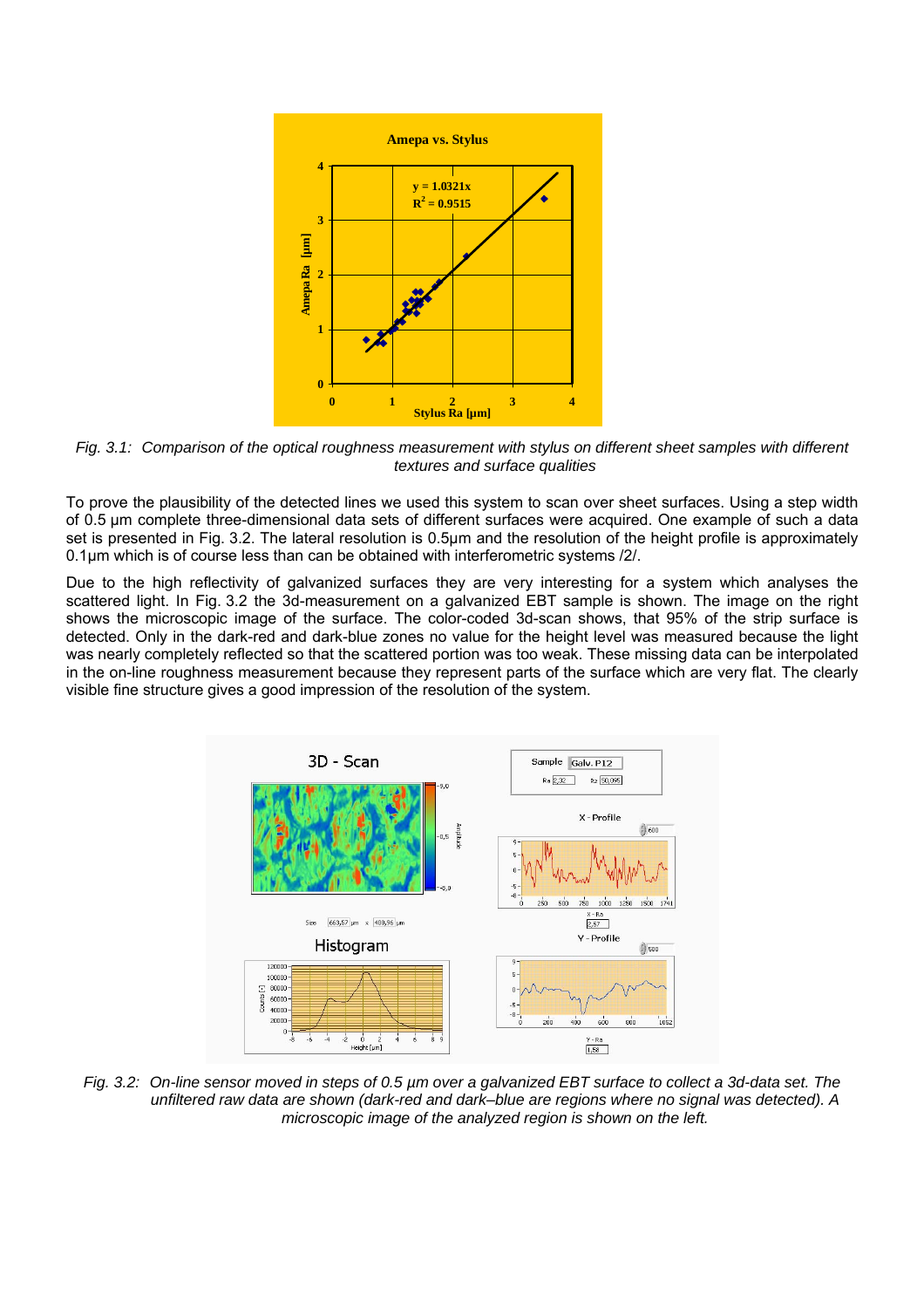*Fig. 3.1: Comparison of the optical roughness measurement with stylus on different sheet samples with different textures and surface qualities*

To prove the plausibility of the detected lines we used this system to scan over sheet surfaces. Using a step width of 0.5 µm complete three-dimensional data sets of different surfaces were acquired. One example of such a data set is presented in Fig. 3.2. The lateral resolution is 0.5µm and the resolution of the height profile is approximately 0.1µm which is of course less than can be obtained with interferometric systems /2/.

Due to the high reflectivity of galvanized surfaces they are very interesting for a system which analyses the scattered light. In Fig. 3.2 the 3d-measurement on a galvanized EBT sample is shown. The image on the right shows the microscopic image of the surface. The color-coded 3d-scan shows, that 95% of the strip surface is detected. Only in the dark-red and dark-blue zones no value for the height level was measured because the light was nearly completely reflected so that the scattered portion was too weak. These missing data can be interpolated in the on-line roughness measurement because they represent parts of the surface which are very flat. The clearly visible fine structure gives a good impression of the resolution of the system.

*Fig. 3.2: On-line sensor moved in steps of 0.5 µm over a galvanized EBT surface to collect a 3d-data set. The unfiltered raw data are shown (dark-red and dark–blue are regions where no signal was detected). A microscopic image of the analyzed region is shown on the left.*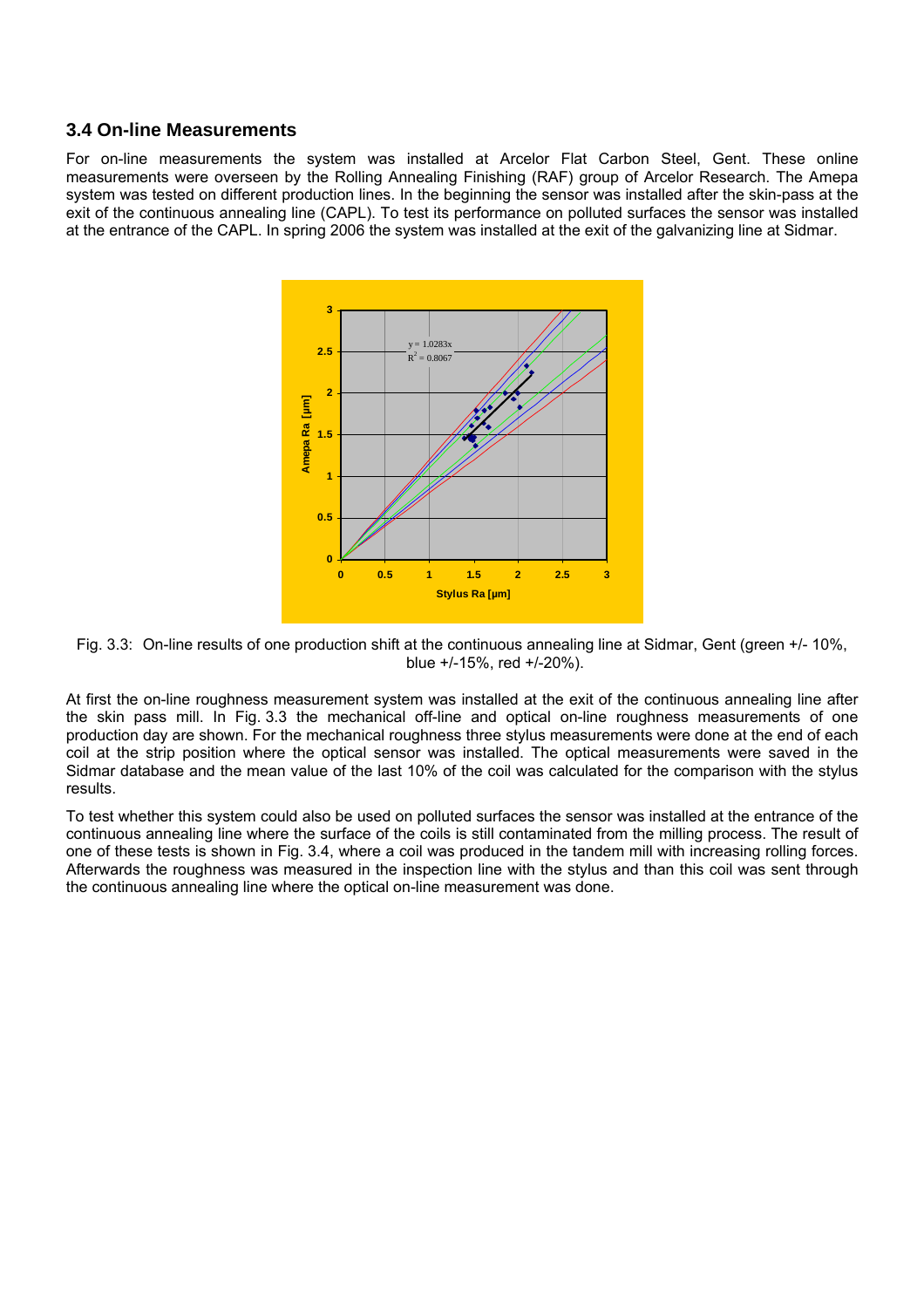### 3.4 On-line Measurements

For on-line measurements the system was installed at Arcelor Flat Carbon Steel, Gent. These online measurements were overseen by the Rolling Annealing Finishing (RAF) group of Arcelor Research. The Amepa system was tested on different production lines. In the beginning the sensor was installed after the skin-pass at the exit of the continuous annealing line (CAPL). To test its performance on polluted surfaces the sensor was installed at the entrance of the CAPL. In spring 2006 the system was installed at the exit of the galvanizing line at Sidmar.

Fig. 3.3: On-line results of one production shift at the continuous annealing line at Sidmar, Gent (green +/- 10%, blue +/-15%, red +/-20%).

At first the on-line roughness measurement system was installed at the exit of the continuous annealing line after the skin pass mill. In Fig. 3.3 the mechanical off-line and optical on-line roughness measurements of one production day are shown. For the mechanical roughness three stylus measurements were done at the end of each coil at the strip position where the optical sensor was installed. The optical measurements were saved in the Sidmar database and the mean value of the last 10% of the coil was calculated for the comparison with the stylus results.

To test whether this system could also be used on polluted surfaces the sensor was installed at the entrance of the continuous annealing line where the surface of the coils is still contaminated from the milling process. The result of one of these tests is shown in Fig. 3.4, where a coil was produced in the tandem mill with increasing rolling forces. Afterwards the roughness was measured in the inspection line with the stylus and than this coil was sent through the continuous annealing line where the optical on-line measurement was done.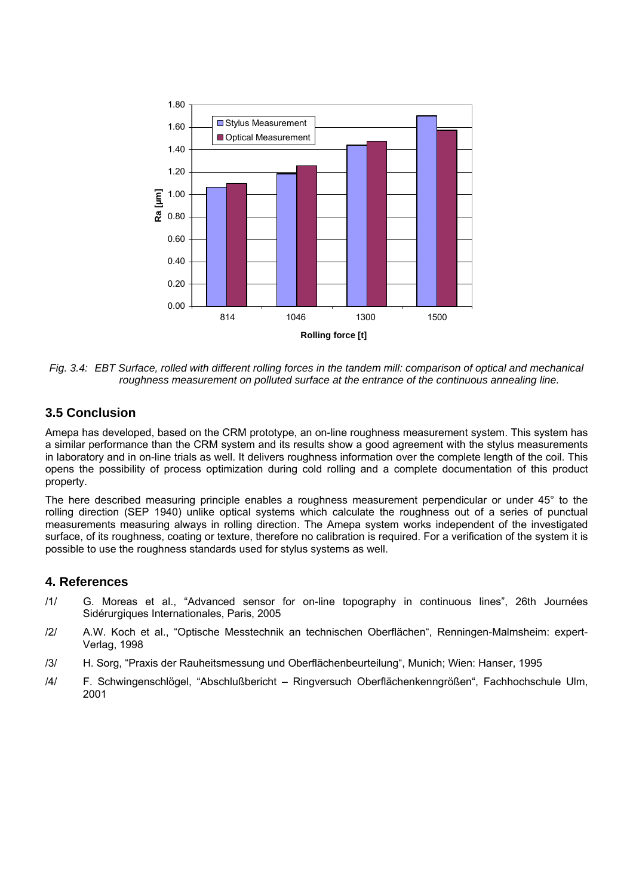1.80
1.60
1.40
1.20
1.00
0.80
0.60
0.40
0.20
0.00

Ra [µm]

Stylus Measurement
Optical Measurement

814
1046
1300
1500

Rolling force [t]

*Fig. 3.4: EBT Surface, rolled with different rolling forces in the tandem mill: comparison of optical and mechanical roughness measurement on polluted surface at the entrance of the continuous annealing line.*

## 3.5 Conclusion

Amepa has developed, based on the CRM prototype, an on-line roughness measurement system. This system has a similar performance than the CRM system and its results show a good agreement with the stylus measurements in laboratory and in on-line trials as well. It delivers roughness information over the complete length of the coil. This opens the possibility of process optimization during cold rolling and a complete documentation of this product property.

The here described measuring principle enables a roughness measurement perpendicular or under 45° to the rolling direction (SEP 1940) unlike optical systems which calculate the roughness out of a series of punctual measurements measuring always in rolling direction. The Amepa system works independent of the investigated surface, of its roughness, coating or texture, therefore no calibration is required. For a verification of the system it is possible to use the roughness standards used for stylus systems as well.

## 4. References

/1/ G. Moreas et al., "Advanced sensor for on-line topography in continuous lines", 26th Journées Sidérurgiques Internationales, Paris, 2005

/2/ A.W. Koch et al., "Optische Messtechnik an technischen Oberflächen", Renningen-Malmsheim: expert-Verlag, 1998

/3/ H. Sorg, "Praxis der Rauheitsmessung und Oberflächenbeurteilung", Munich; Wien: Hanser, 1995

/4/ F. Schwingenschlögel, "Abschlußbericht – Ringversuch Oberflächenkenngrößen", Fachhochschule Ulm, 2001